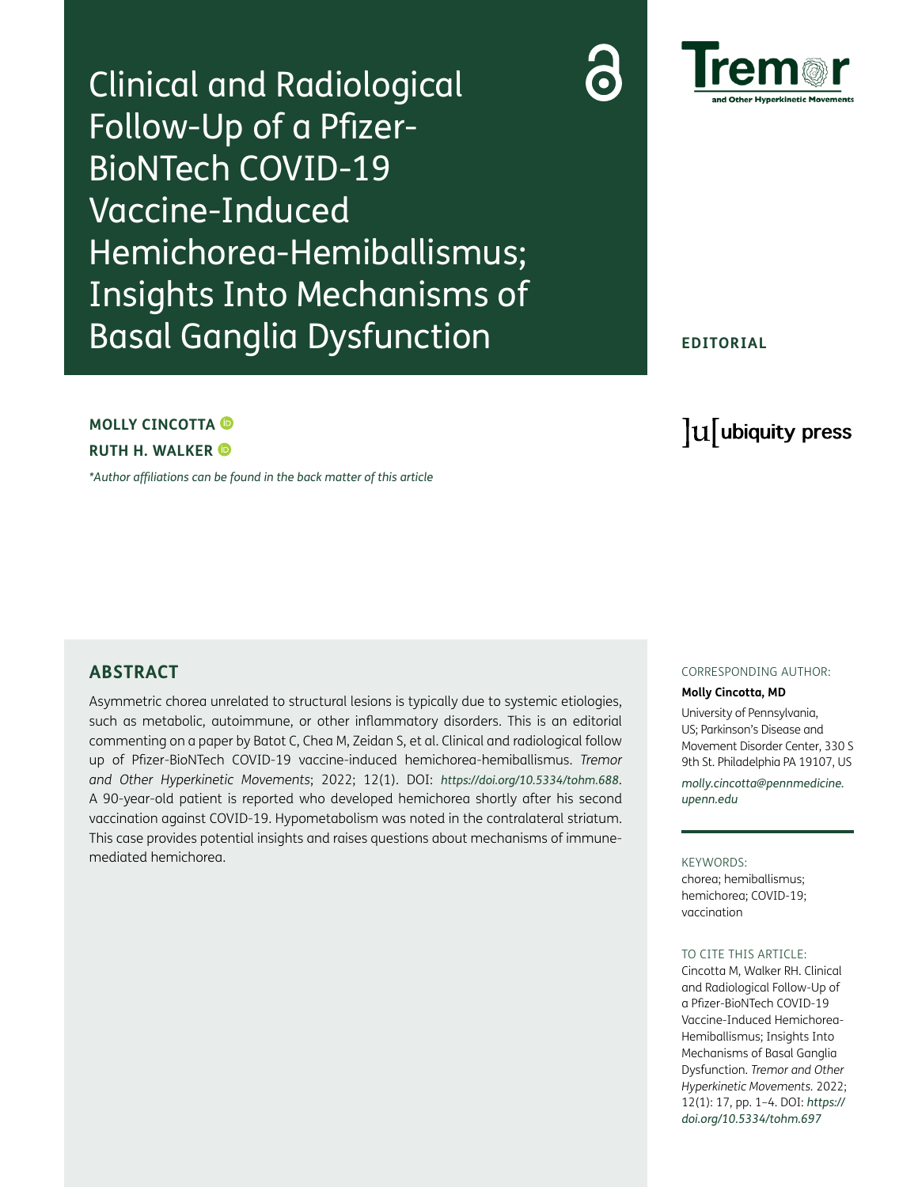# Clinical and Radiological Follow-Up of a Pfizer-BioNTech COVID-19 Vaccine-Induced Hemichorea-Hemiballismus; Insights Into Mechanisms of Basal Ganglia Dysfunction

**EDITORIAL**

**MOLLY CINCOTTA**

**RUTH H. WALKER**

*\*Author affiliations can be found in the back matter of this article*

## ABSTRACT

Asymmetric chorea unrelated to structural lesions is typically due to systemic etiologies, such as metabolic, autoimmune, or other inflammatory disorders. This is an editorial commenting on a paper by Batot C, Chea M, Zeidan S, et al. Clinical and radiological follow up of Pfizer-BioNTech COVID-19 vaccine-induced hemichorea-hemiballismus. *Tremor and Other Hyperkinetic Movements*; 2022; 12(1). DOI: *https://doi.org/10.5334/tohm.688*. A 90-year-old patient is reported who developed hemichorea shortly after his second vaccination against COVID-19. Hypometabolism was noted in the contralateral striatum. This case provides potential insights and raises questions about mechanisms of immune-mediated hemichorea.

CORRESPONDING AUTHOR:

**Molly Cincotta, MD**

University of Pennsylvania, US; Parkinson's Disease and Movement Disorder Center, 330 S 9th St. Philadelphia PA 19107, US

*molly.cincotta@pennmedicine.upenn.edu*

KEYWORDS:

chorea; hemiballismus; hemichorea; COVID-19; vaccination

TO CITE THIS ARTICLE:

Cincotta M, Walker RH. Clinical and Radiological Follow-Up of a Pfizer-BioNTech COVID-19 Vaccine-Induced Hemichorea-Hemiballismus; Insights Into Mechanisms of Basal Ganglia Dysfunction. *Tremor and Other Hyperkinetic Movements.* 2022; 12(1): 17, pp. 1–4. DOI: *https://doi.org/10.5334/tohm.697*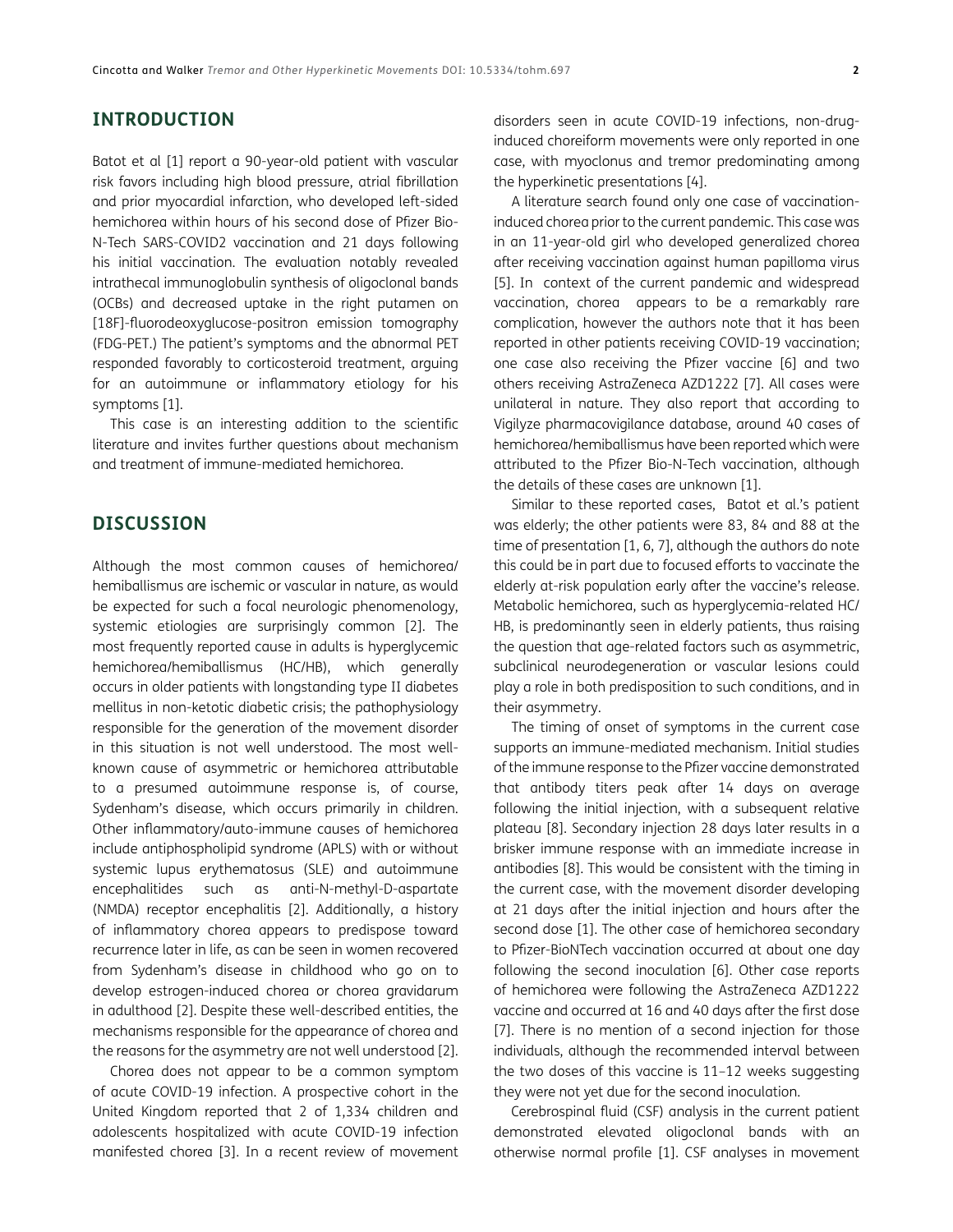## INTRODUCTION

Batot et al [1] report a 90-year-old patient with vascular risk favors including high blood pressure, atrial fibrillation and prior myocardial infarction, who developed left-sided hemichorea within hours of his second dose of Pfizer Bio-N-Tech SARS-COVID2 vaccination and 21 days following his initial vaccination. The evaluation notably revealed intrathecal immunoglobulin synthesis of oligoclonal bands (OCBs) and decreased uptake in the right putamen on [18F]-fluorodeoxyglucose-positron emission tomography (FDG-PET.) The patient's symptoms and the abnormal PET responded favorably to corticosteroid treatment, arguing for an autoimmune or inflammatory etiology for his symptoms [1].

This case is an interesting addition to the scientific literature and invites further questions about mechanism and treatment of immune-mediated hemichorea.

## DISCUSSION

Although the most common causes of hemichorea/hemiballismus are ischemic or vascular in nature, as would be expected for such a focal neurologic phenomenology, systemic etiologies are surprisingly common [2]. The most frequently reported cause in adults is hyperglycemic hemichorea/hemiballismus (HC/HB), which generally occurs in older patients with longstanding type II diabetes mellitus in non-ketotic diabetic crisis; the pathophysiology responsible for the generation of the movement disorder in this situation is not well understood. The most well-known cause of asymmetric or hemichorea attributable to a presumed autoimmune response is, of course, Sydenham's disease, which occurs primarily in children. Other inflammatory/auto-immune causes of hemichorea include antiphospholipid syndrome (APLS) with or without systemic lupus erythematosus (SLE) and autoimmune encephalitides such as anti-N-methyl-D-aspartate (NMDA) receptor encephalitis [2]. Additionally, a history of inflammatory chorea appears to predispose toward recurrence later in life, as can be seen in women recovered from Sydenham's disease in childhood who go on to develop estrogen-induced chorea or chorea gravidarum in adulthood [2]. Despite these well-described entities, the mechanisms responsible for the appearance of chorea and the reasons for the asymmetry are not well understood [2].

Chorea does not appear to be a common symptom of acute COVID-19 infection. A prospective cohort in the United Kingdom reported that 2 of 1,334 children and adolescents hospitalized with acute COVID-19 infection manifested chorea [3]. In a recent review of movement disorders seen in acute COVID-19 infections, non-drug-induced choreiform movements were only reported in one case, with myoclonus and tremor predominating among the hyperkinetic presentations [4].

A literature search found only one case of vaccination-induced chorea prior to the current pandemic. This case was in an 11-year-old girl who developed generalized chorea after receiving vaccination against human papilloma virus [5]. In context of the current pandemic and widespread vaccination, chorea appears to be a remarkably rare complication, however the authors note that it has been reported in other patients receiving COVID-19 vaccination; one case also receiving the Pfizer vaccine [6] and two others receiving AstraZeneca AZD1222 [7]. All cases were unilateral in nature. They also report that according to Vigilyze pharmacovigilance database, around 40 cases of hemichorea/hemiballismus have been reported which were attributed to the Pfizer Bio-N-Tech vaccination, although the details of these cases are unknown [1].

Similar to these reported cases, Batot et al.'s patient was elderly; the other patients were 83, 84 and 88 at the time of presentation [1, 6, 7], although the authors do note this could be in part due to focused efforts to vaccinate the elderly at-risk population early after the vaccine's release. Metabolic hemichorea, such as hyperglycemia-related HC/HB, is predominantly seen in elderly patients, thus raising the question that age-related factors such as asymmetric, subclinical neurodegeneration or vascular lesions could play a role in both predisposition to such conditions, and in their asymmetry.

The timing of onset of symptoms in the current case supports an immune-mediated mechanism. Initial studies of the immune response to the Pfizer vaccine demonstrated that antibody titers peak after 14 days on average following the initial injection, with a subsequent relative plateau [8]. Secondary injection 28 days later results in a brisker immune response with an immediate increase in antibodies [8]. This would be consistent with the timing in the current case, with the movement disorder developing at 21 days after the initial injection and hours after the second dose [1]. The other case of hemichorea secondary to Pfizer-BioNTech vaccination occurred at about one day following the second inoculation [6]. Other case reports of hemichorea were following the AstraZeneca AZD1222 vaccine and occurred at 16 and 40 days after the first dose [7]. There is no mention of a second injection for those individuals, although the recommended interval between the two doses of this vaccine is 11–12 weeks suggesting they were not yet due for the second inoculation.

Cerebrospinal fluid (CSF) analysis in the current patient demonstrated elevated oligoclonal bands with an otherwise normal profile [1]. CSF analyses in movement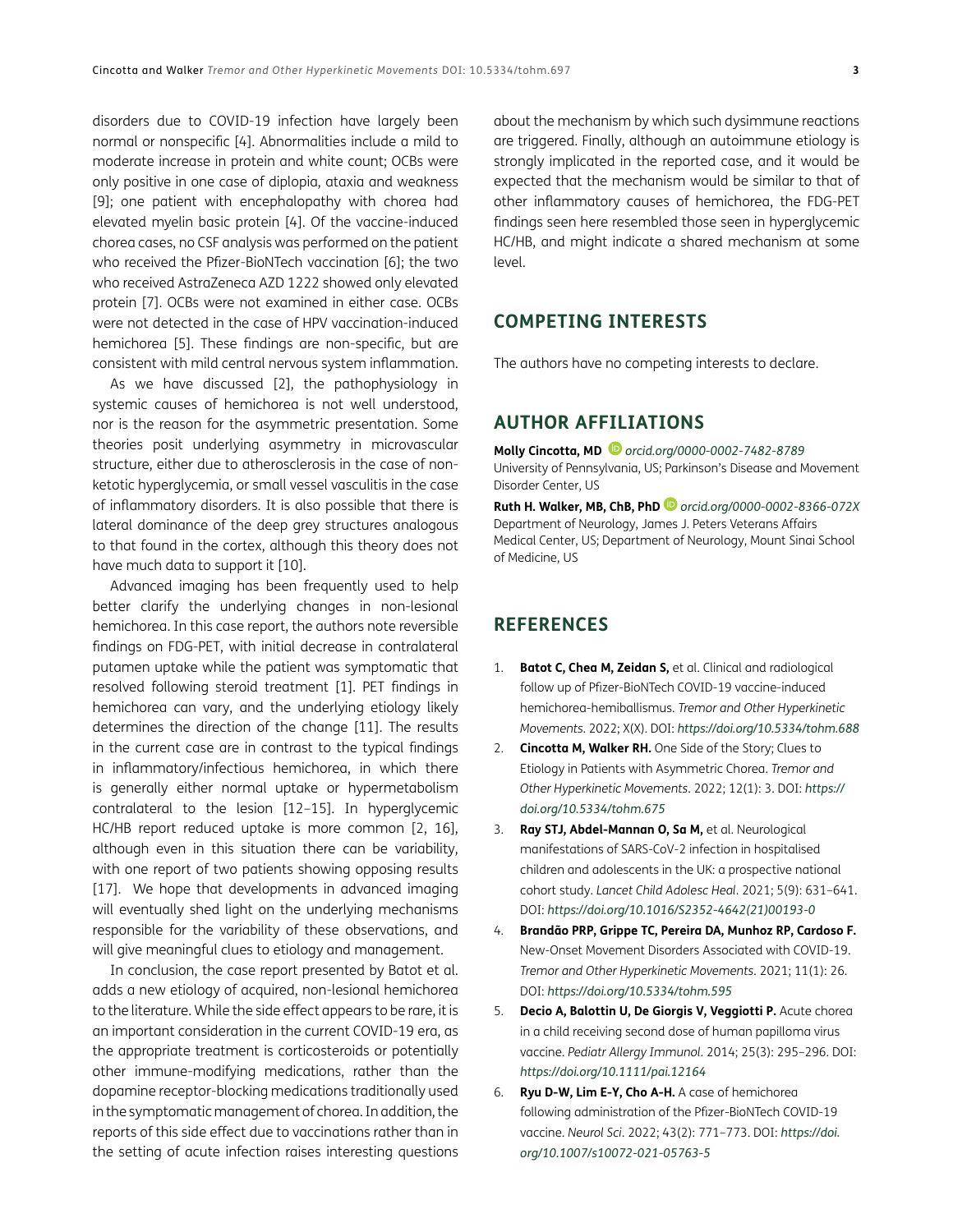disorders due to COVID-19 infection have largely been normal or nonspecific [4]. Abnormalities include a mild to moderate increase in protein and white count; OCBs were only positive in one case of diplopia, ataxia and weakness [9]; one patient with encephalopathy with chorea had elevated myelin basic protein [4]. Of the vaccine-induced chorea cases, no CSF analysis was performed on the patient who received the Pfizer-BioNTech vaccination [6]; the two who received AstraZeneca AZD 1222 showed only elevated protein [7]. OCBs were not examined in either case. OCBs were not detected in the case of HPV vaccination-induced hemichorea [5]. These findings are non-specific, but are consistent with mild central nervous system inflammation.

As we have discussed [2], the pathophysiology in systemic causes of hemichorea is not well understood, nor is the reason for the asymmetric presentation. Some theories posit underlying asymmetry in microvascular structure, either due to atherosclerosis in the case of non-ketotic hyperglycemia, or small vessel vasculitis in the case of inflammatory disorders. It is also possible that there is lateral dominance of the deep grey structures analogous to that found in the cortex, although this theory does not have much data to support it [10].

Advanced imaging has been frequently used to help better clarify the underlying changes in non-lesional hemichorea. In this case report, the authors note reversible findings on FDG-PET, with initial decrease in contralateral putamen uptake while the patient was symptomatic that resolved following steroid treatment [1]. PET findings in hemichorea can vary, and the underlying etiology likely determines the direction of the change [11]. The results in the current case are in contrast to the typical findings in inflammatory/infectious hemichorea, in which there is generally either normal uptake or hypermetabolism contralateral to the lesion [12–15]. In hyperglycemic HC/HB report reduced uptake is more common [2, 16], although even in this situation there can be variability, with one report of two patients showing opposing results [17]. We hope that developments in advanced imaging will eventually shed light on the underlying mechanisms responsible for the variability of these observations, and will give meaningful clues to etiology and management.

In conclusion, the case report presented by Batot et al. adds a new etiology of acquired, non-lesional hemichorea to the literature. While the side effect appears to be rare, it is an important consideration in the current COVID-19 era, as the appropriate treatment is corticosteroids or potentially other immune-modifying medications, rather than the dopamine receptor-blocking medications traditionally used in the symptomatic management of chorea. In addition, the reports of this side effect due to vaccinations rather than in the setting of acute infection raises interesting questions about the mechanism by which such dysimmune reactions are triggered. Finally, although an autoimmune etiology is strongly implicated in the reported case, and it would be expected that the mechanism would be similar to that of other inflammatory causes of hemichorea, the FDG-PET findings seen here resembled those seen in hyperglycemic HC/HB, and might indicate a shared mechanism at some level.

## COMPETING INTERESTS

The authors have no competing interests to declare.

## AUTHOR AFFILIATIONS

**Molly Cincotta, MD** *orcid.org/0000-0002-7482-8789*
University of Pennsylvania, US; Parkinson's Disease and Movement Disorder Center, US

**Ruth H. Walker, MB, ChB, PhD** *orcid.org/0000-0002-8366-072X*
Department of Neurology, James J. Peters Veterans Affairs Medical Center, US; Department of Neurology, Mount Sinai School of Medicine, US

## REFERENCES

1. **Batot C, Chea M, Zeidan S,** et al. Clinical and radiological follow up of Pfizer-BioNTech COVID-19 vaccine-induced hemichorea-hemiballismus. *Tremor and Other Hyperkinetic Movements*. 2022; X(X). DOI: *https://doi.org/10.5334/tohm.688*
2. **Cincotta M, Walker RH.** One Side of the Story; Clues to Etiology in Patients with Asymmetric Chorea. *Tremor and Other Hyperkinetic Movements*. 2022; 12(1): 3. DOI: *https://doi.org/10.5334/tohm.675*
3. **Ray STJ, Abdel-Mannan O, Sa M,** et al. Neurological manifestations of SARS-CoV-2 infection in hospitalised children and adolescents in the UK: a prospective national cohort study. *Lancet Child Adolesc Heal*. 2021; 5(9): 631–641. DOI: *https://doi.org/10.1016/S2352-4642(21)00193-0*
4. **Brandão PRP, Grippe TC, Pereira DA, Munhoz RP, Cardoso F.** New-Onset Movement Disorders Associated with COVID-19. *Tremor and Other Hyperkinetic Movements*. 2021; 11(1): 26. DOI: *https://doi.org/10.5334/tohm.595*
5. **Decio A, Balottin U, De Giorgis V, Veggiotti P.** Acute chorea in a child receiving second dose of human papilloma virus vaccine. *Pediatr Allergy Immunol*. 2014; 25(3): 295–296. DOI: *https://doi.org/10.1111/pai.12164*
6. **Ryu D-W, Lim E-Y, Cho A-H.** A case of hemichorea following administration of the Pfizer-BioNTech COVID-19 vaccine. *Neurol Sci*. 2022; 43(2): 771–773. DOI: *https://doi.org/10.1007/s10072-021-05763-5*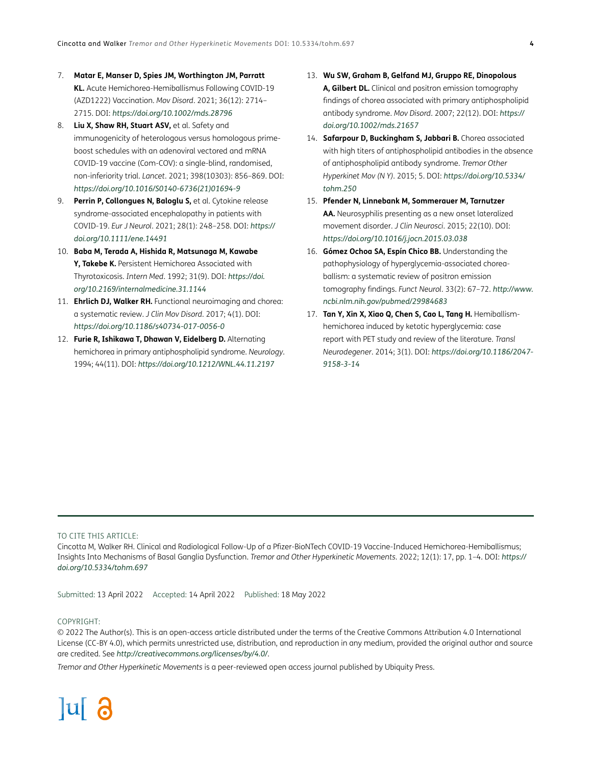7. **Matar E, Manser D, Spies JM, Worthington JM, Parratt KL.** Acute Hemichorea-Hemiballismus Following COVID-19 (AZD1222) Vaccination. *Mov Disord*. 2021; 36(12): 2714–2715. DOI: *https://doi.org/10.1002/mds.28796*
8. **Liu X, Shaw RH, Stuart ASV,** et al. Safety and immunogenicity of heterologous versus homologous prime-boost schedules with an adenoviral vectored and mRNA COVID-19 vaccine (Com-COV): a single-blind, randomised, non-inferiority trial. *Lancet*. 2021; 398(10303): 856–869. DOI: *https://doi.org/10.1016/S0140-6736(21)01694-9*
9. **Perrin P, Collongues N, Baloglu S,** et al. Cytokine release syndrome-associated encephalopathy in patients with COVID-19. *Eur J Neurol*. 2021; 28(1): 248–258. DOI: *https://doi.org/10.1111/ene.14491*
10. **Baba M, Terada A, Hishida R, Matsunaga M, Kawabe Y, Takebe K.** Persistent Hemichorea Associated with Thyrotoxicosis. *Intern Med*. 1992; 31(9). DOI: *https://doi.org/10.2169/internalmedicine.31.1144*
11. **Ehrlich DJ, Walker RH.** Functional neuroimaging and chorea: a systematic review. *J Clin Mov Disord*. 2017; 4(1). DOI: *https://doi.org/10.1186/s40734-017-0056-0*
12. **Furie R, Ishikawa T, Dhawan V, Eidelberg D.** Alternating hemichorea in primary antiphospholipid syndrome. *Neurology*. 1994; 44(11). DOI: *https://doi.org/10.1212/WNL.44.11.2197*
13. **Wu SW, Graham B, Gelfand MJ, Gruppo RE, Dinopolous A, Gilbert DL.** Clinical and positron emission tomography findings of chorea associated with primary antiphospholipid antibody syndrome. *Mov Disord*. 2007; 22(12). DOI: *https://doi.org/10.1002/mds.21657*
14. **Safarpour D, Buckingham S, Jabbari B.** Chorea associated with high titers of antiphospholipid antibodies in the absence of antiphospholipid antibody syndrome. *Tremor Other Hyperkinet Mov (N Y)*. 2015; 5. DOI: *https://doi.org/10.5334/tohm.250*
15. **Pfender N, Linnebank M, Sommerauer M, Tarnutzer AA.** Neurosyphilis presenting as a new onset lateralized movement disorder. *J Clin Neurosci*. 2015; 22(10). DOI: *https://doi.org/10.1016/j.jocn.2015.03.038*
16. **Gómez Ochoa SA, Espín Chico BB.** Understanding the pathophysiology of hyperglycemia-associated chorea-ballism: a systematic review of positron emission tomography findings. *Funct Neurol*. 33(2): 67–72. *http://www.ncbi.nlm.nih.gov/pubmed/29984683*
17. **Tan Y, Xin X, Xiao Q, Chen S, Cao L, Tang H.** Hemiballism-hemichorea induced by ketotic hyperglycemia: case report with PET study and review of the literature. *Transl Neurodegener*. 2014; 3(1). DOI: *https://doi.org/10.1186/2047-9158-3-14*

TO CITE THIS ARTICLE:

Cincotta M, Walker RH. Clinical and Radiological Follow-Up of a Pfizer-BioNTech COVID-19 Vaccine-Induced Hemichorea-Hemiballismus; Insights Into Mechanisms of Basal Ganglia Dysfunction. *Tremor and Other Hyperkinetic Movements*. 2022; 12(1): 17, pp. 1–4. DOI: *https://doi.org/10.5334/tohm.697*

Submitted: 13 April 2022 Accepted: 14 April 2022 Published: 18 May 2022

COPYRIGHT:

© 2022 The Author(s). This is an open-access article distributed under the terms of the Creative Commons Attribution 4.0 International License (CC-BY 4.0), which permits unrestricted use, distribution, and reproduction in any medium, provided the original author and source are credited. See *http://creativecommons.org/licenses/by/4.0/*.

*Tremor and Other Hyperkinetic Movements* is a peer-reviewed open access journal published by Ubiquity Press.